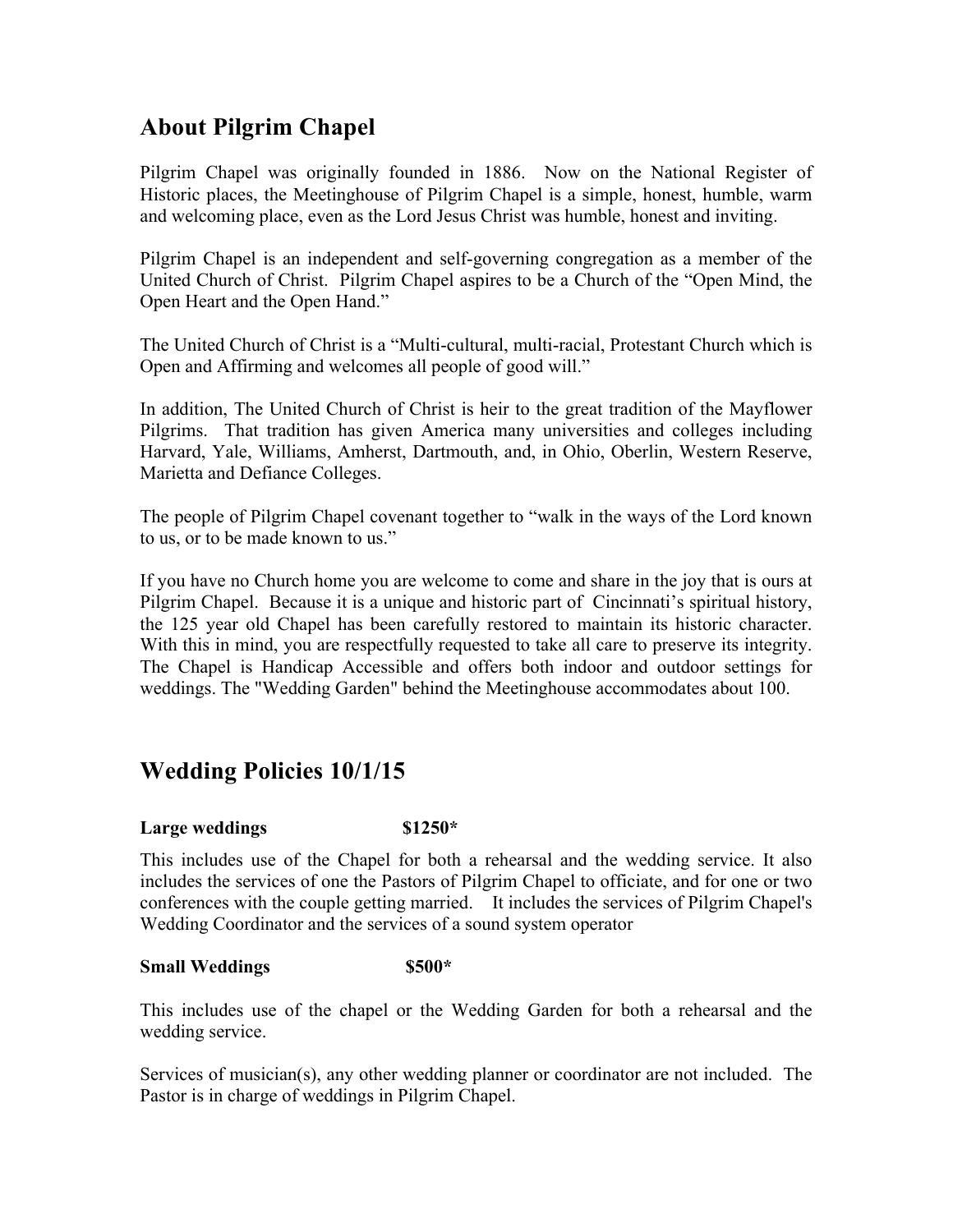## About Pilgrim Chapel

Pilgrim Chapel was originally founded in 1886. Now on the National Register of Historic places, the Meetinghouse of Pilgrim Chapel is a simple, honest, humble, warm and welcoming place, even as the Lord Jesus Christ was humble, honest and inviting.

Pilgrim Chapel is an independent and self-governing congregation as a member of the United Church of Christ. Pilgrim Chapel aspires to be a Church of the "Open Mind, the Open Heart and the Open Hand."

The United Church of Christ is a "Multi-cultural, multi-racial, Protestant Church which is Open and Affirming and welcomes all people of good will."

In addition, The United Church of Christ is heir to the great tradition of the Mayflower Pilgrims. That tradition has given America many universities and colleges including Harvard, Yale, Williams, Amherst, Dartmouth, and, in Ohio, Oberlin, Western Reserve, Marietta and Defiance Colleges.

The people of Pilgrim Chapel covenant together to "walk in the ways of the Lord known to us, or to be made known to us."

If you have no Church home you are welcome to come and share in the joy that is ours at Pilgrim Chapel. Because it is a unique and historic part of Cincinnati's spiritual history, the 125 year old Chapel has been carefully restored to maintain its historic character. With this in mind, you are respectfully requested to take all care to preserve its integrity. The Chapel is Handicap Accessible and offers both indoor and outdoor settings for weddings. The "Wedding Garden" behind the Meetinghouse accommodates about 100.

## Wedding Policies 10/1/15

**Large weddings $1250***

This includes use of the Chapel for both a rehearsal and the wedding service. It also includes the services of one the Pastors of Pilgrim Chapel to officiate, and for one or two conferences with the couple getting married. It includes the services of Pilgrim Chapel's Wedding Coordinator and the services of a sound system operator

**Small Weddings $500***

This includes use of the chapel or the Wedding Garden for both a rehearsal and the wedding service.

Services of musician(s), any other wedding planner or coordinator are not included. The Pastor is in charge of weddings in Pilgrim Chapel.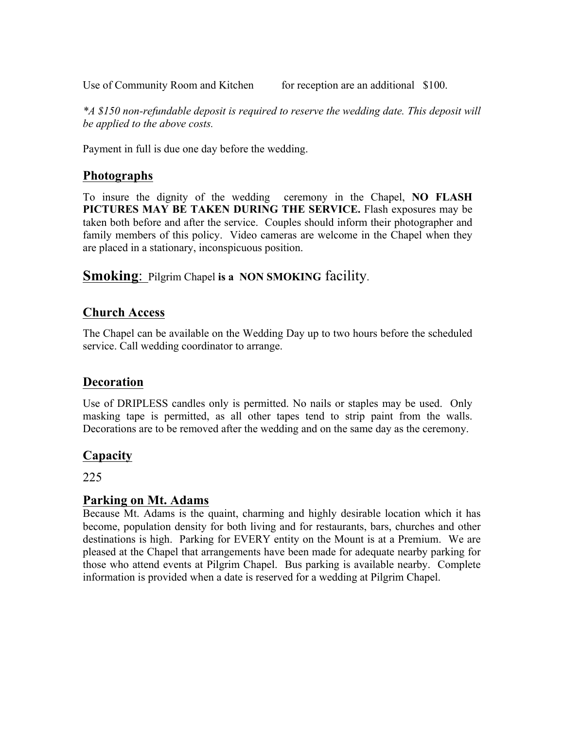Use of Community Room and Kitchen for reception are an additional $100.

*\*A $150 non-refundable deposit is required to reserve the wedding date. This deposit will be applied to the above costs.*

Payment in full is due one day before the wedding.

## Photographs

To insure the dignity of the wedding ceremony in the Chapel, **NO FLASH PICTURES MAY BE TAKEN DURING THE SERVICE.** Flash exposures may be taken both before and after the service. Couples should inform their photographer and family members of this policy. Video cameras are welcome in the Chapel when they are placed in a stationary, inconspicuous position.

## Smoking: Pilgrim Chapel **is a NON SMOKING** facility.

## Church Access

The Chapel can be available on the Wedding Day up to two hours before the scheduled service. Call wedding coordinator to arrange.

## Decoration

Use of DRIPLESS candles only is permitted. No nails or staples may be used. Only masking tape is permitted, as all other tapes tend to strip paint from the walls. Decorations are to be removed after the wedding and on the same day as the ceremony.

## Capacity

225

## Parking on Mt. Adams

Because Mt. Adams is the quaint, charming and highly desirable location which it has become, population density for both living and for restaurants, bars, churches and other destinations is high. Parking for EVERY entity on the Mount is at a Premium. We are pleased at the Chapel that arrangements have been made for adequate nearby parking for those who attend events at Pilgrim Chapel. Bus parking is available nearby. Complete information is provided when a date is reserved for a wedding at Pilgrim Chapel.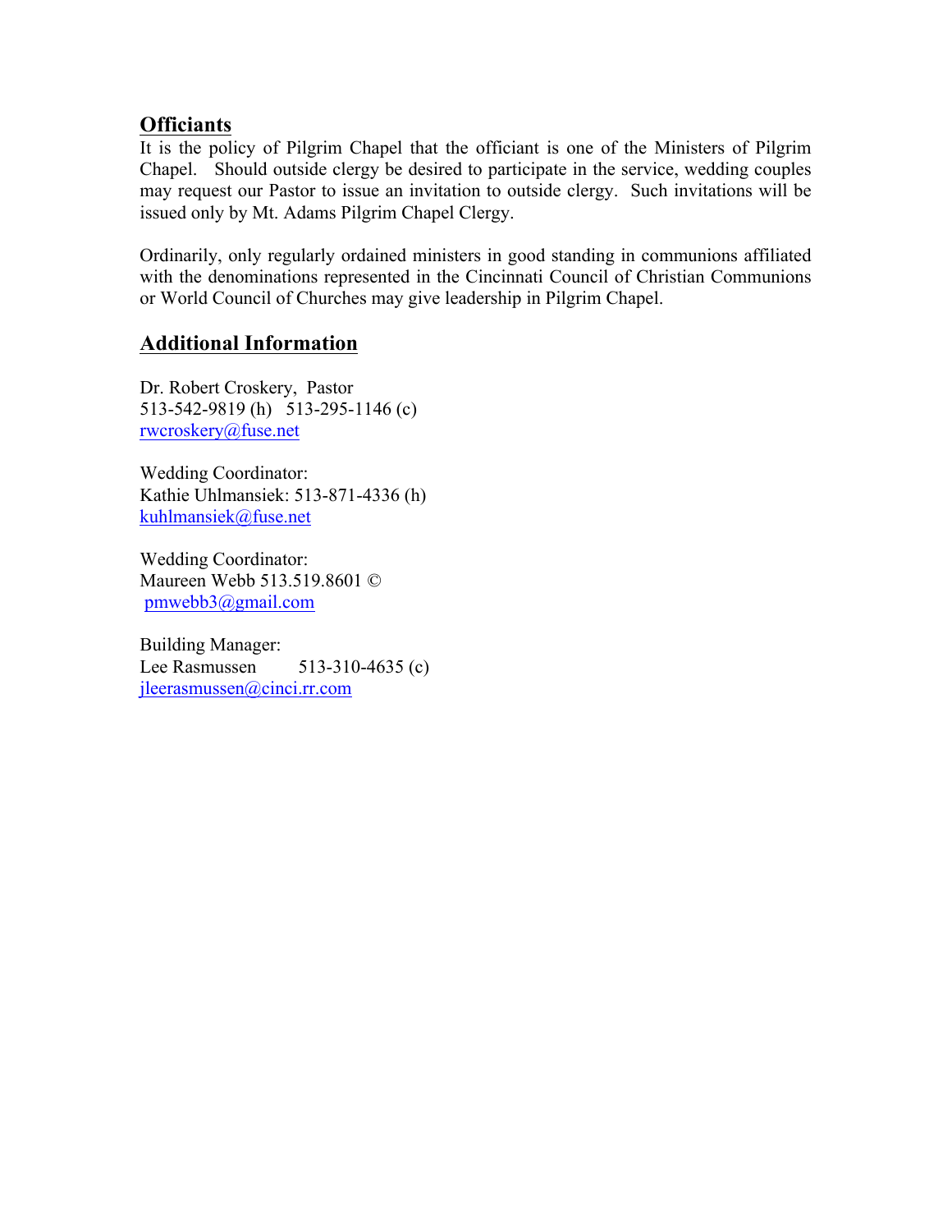## Officiants

It is the policy of Pilgrim Chapel that the officiant is one of the Ministers of Pilgrim Chapel. Should outside clergy be desired to participate in the service, wedding couples may request our Pastor to issue an invitation to outside clergy. Such invitations will be issued only by Mt. Adams Pilgrim Chapel Clergy.

Ordinarily, only regularly ordained ministers in good standing in communions affiliated with the denominations represented in the Cincinnati Council of Christian Communions or World Council of Churches may give leadership in Pilgrim Chapel.

## Additional Information

Dr. Robert Croskery, Pastor
513-542-9819 (h) 513-295-1146 (c)
rwcroskery@fuse.net

Wedding Coordinator:
Kathie Uhlmansiek: 513-871-4336 (h)
kuhlmansiek@fuse.net

Wedding Coordinator:
Maureen Webb 513.519.8601 ©
pmwebb3@gmail.com

Building Manager:
Lee Rasmussen 513-310-4635 (c)
jleerasmussen@cinci.rr.com